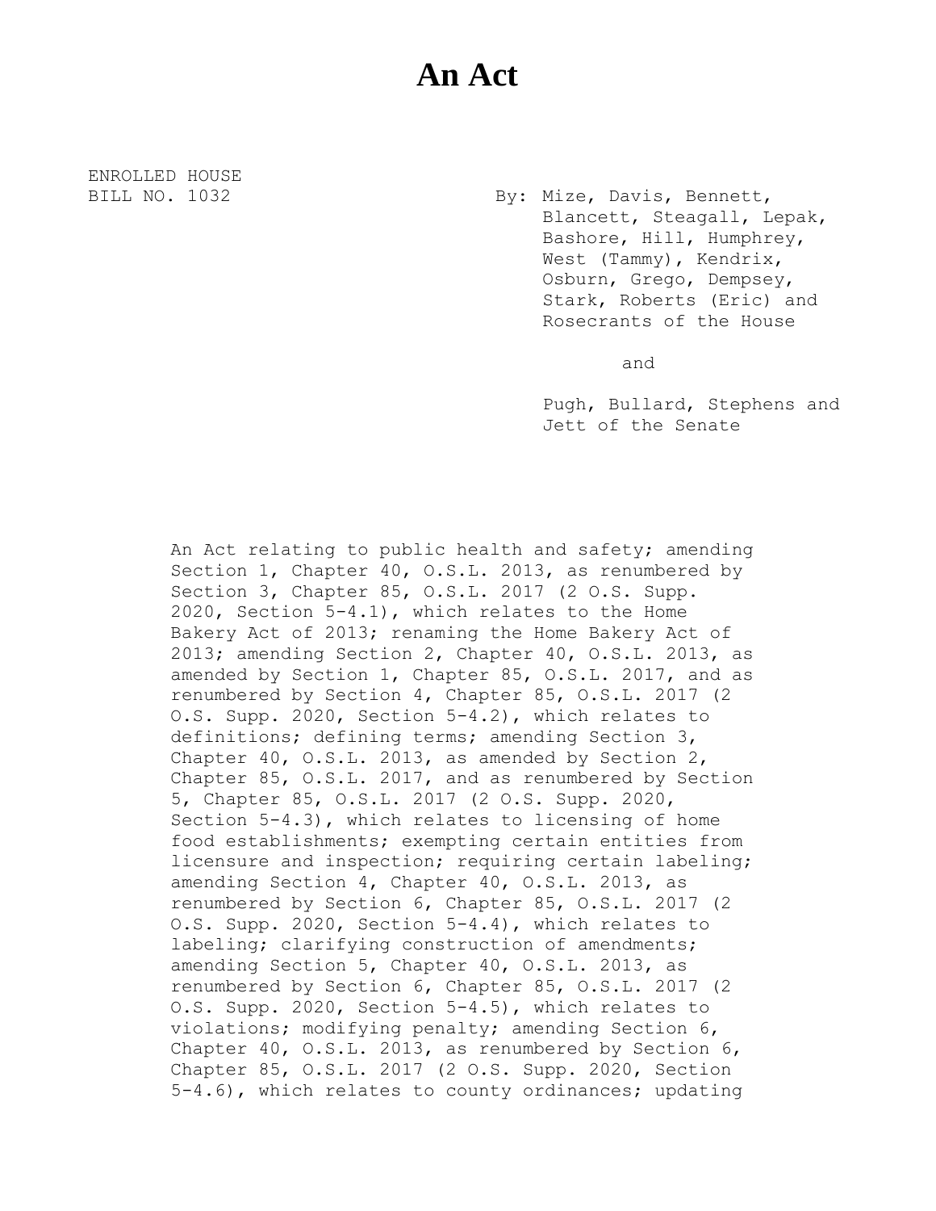# An Act

ENROLLED HOUSE
BILL NO. 1032

By: Mize, Davis, Bennett, Blancett, Steagall, Lepak, Bashore, Hill, Humphrey, West (Tammy), Kendrix, Osburn, Grego, Dempsey, Stark, Roberts (Eric) and Rosecrants of the House

and

Pugh, Bullard, Stephens and Jett of the Senate

An Act relating to public health and safety; amending Section 1, Chapter 40, O.S.L. 2013, as renumbered by Section 3, Chapter 85, O.S.L. 2017 (2 O.S. Supp. 2020, Section 5-4.1), which relates to the Home Bakery Act of 2013; renaming the Home Bakery Act of 2013; amending Section 2, Chapter 40, O.S.L. 2013, as amended by Section 1, Chapter 85, O.S.L. 2017, and as renumbered by Section 4, Chapter 85, O.S.L. 2017 (2 O.S. Supp. 2020, Section 5-4.2), which relates to definitions; defining terms; amending Section 3, Chapter 40, O.S.L. 2013, as amended by Section 2, Chapter 85, O.S.L. 2017, and as renumbered by Section 5, Chapter 85, O.S.L. 2017 (2 O.S. Supp. 2020, Section 5-4.3), which relates to licensing of home food establishments; exempting certain entities from licensure and inspection; requiring certain labeling; amending Section 4, Chapter 40, O.S.L. 2013, as renumbered by Section 6, Chapter 85, O.S.L. 2017 (2 O.S. Supp. 2020, Section 5-4.4), which relates to labeling; clarifying construction of amendments; amending Section 5, Chapter 40, O.S.L. 2013, as renumbered by Section 6, Chapter 85, O.S.L. 2017 (2 O.S. Supp. 2020, Section 5-4.5), which relates to violations; modifying penalty; amending Section 6, Chapter 40, O.S.L. 2013, as renumbered by Section 6, Chapter 85, O.S.L. 2017 (2 O.S. Supp. 2020, Section 5-4.6), which relates to county ordinances; updating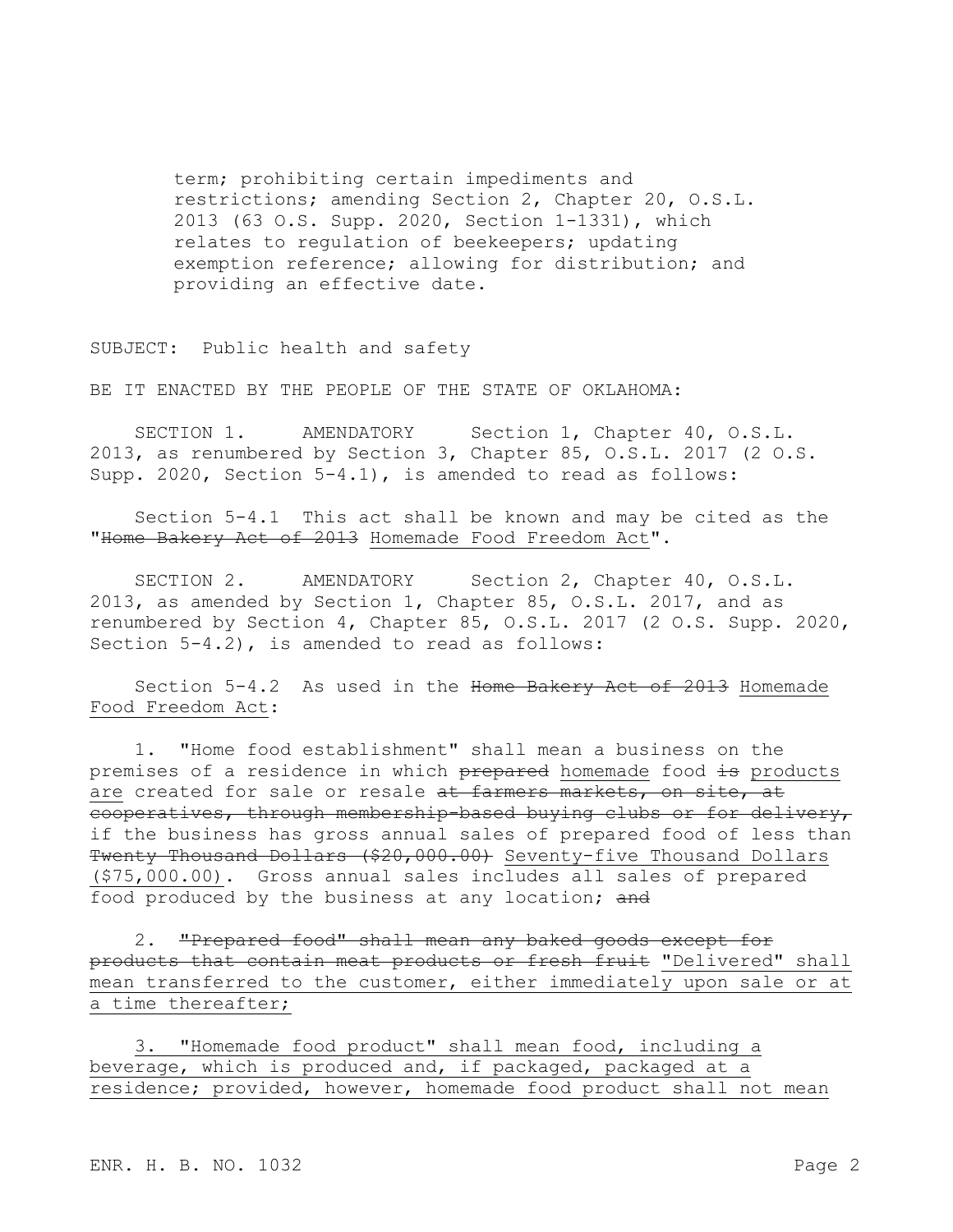term; prohibiting certain impediments and restrictions; amending Section 2, Chapter 20, O.S.L. 2013 (63 O.S. Supp. 2020, Section 1-1331), which relates to regulation of beekeepers; updating exemption reference; allowing for distribution; and providing an effective date.

SUBJECT: Public health and safety

BE IT ENACTED BY THE PEOPLE OF THE STATE OF OKLAHOMA:

SECTION 1. AMENDATORY Section 1, Chapter 40, O.S.L. 2013, as renumbered by Section 3, Chapter 85, O.S.L. 2017 (2 O.S. Supp. 2020, Section 5-4.1), is amended to read as follows:

Section 5-4.1 This act shall be known and may be cited as the "~~Home Bakery Act of 2013~~ <u>Homemade Food Freedom Act</u>".

SECTION 2. AMENDATORY Section 2, Chapter 40, O.S.L. 2013, as amended by Section 1, Chapter 85, O.S.L. 2017, and as renumbered by Section 4, Chapter 85, O.S.L. 2017 (2 O.S. Supp. 2020, Section 5-4.2), is amended to read as follows:

Section 5-4.2 As used in the ~~Home Bakery Act of 2013~~ <u>Homemade Food Freedom Act</u>:

1. "Home food establishment" shall mean a business on the premises of a residence in which ~~prepared~~ <u>homemade</u> food ~~is~~ <u>products are</u> created for sale or resale ~~at farmers markets, on site, at cooperatives, through membership-based buying clubs or for delivery,~~ if the business has gross annual sales of prepared food of less than ~~Twenty Thousand Dollars ($20,000.00)~~ <u>Seventy-five Thousand Dollars ($75,000.00)</u>. Gross annual sales includes all sales of prepared food produced by the business at any location; ~~and~~

2. ~~"Prepared food" shall mean any baked goods except for products that contain meat products or fresh fruit~~ <u>"Delivered" shall mean transferred to the customer, either immediately upon sale or at a time thereafter;</u>

<u>3. "Homemade food product" shall mean food, including a beverage, which is produced and, if packaged, packaged at a residence; provided, however, homemade food product shall not mean</u>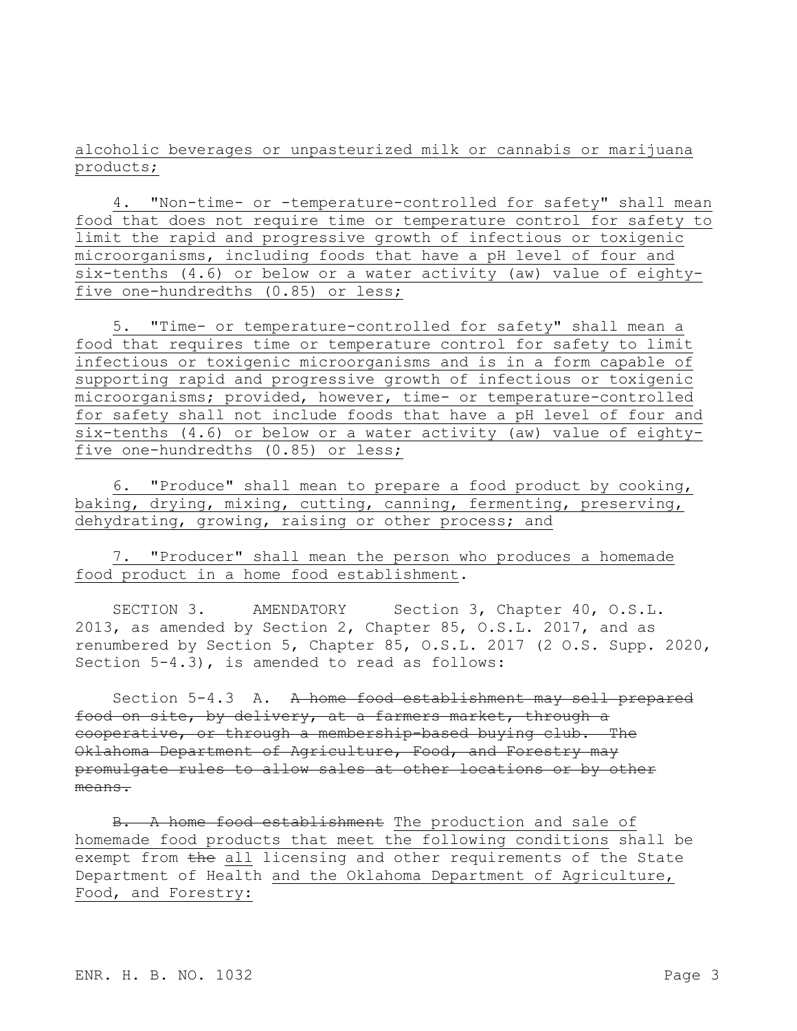alcoholic beverages or unpasteurized milk or cannabis or marijuana products;

4. "Non-time- or -temperature-controlled for safety" shall mean food that does not require time or temperature control for safety to limit the rapid and progressive growth of infectious or toxigenic microorganisms, including foods that have a pH level of four and six-tenths (4.6) or below or a water activity (aw) value of eighty-five one-hundredths (0.85) or less;

5. "Time- or temperature-controlled for safety" shall mean a food that requires time or temperature control for safety to limit infectious or toxigenic microorganisms and is in a form capable of supporting rapid and progressive growth of infectious or toxigenic microorganisms; provided, however, time- or temperature-controlled for safety shall not include foods that have a pH level of four and six-tenths (4.6) or below or a water activity (aw) value of eighty-five one-hundredths (0.85) or less;

6. "Produce" shall mean to prepare a food product by cooking, baking, drying, mixing, cutting, canning, fermenting, preserving, dehydrating, growing, raising or other process; and

7. "Producer" shall mean the person who produces a homemade food product in a home food establishment.

SECTION 3. AMENDATORY Section 3, Chapter 40, O.S.L. 2013, as amended by Section 2, Chapter 85, O.S.L. 2017, and as renumbered by Section 5, Chapter 85, O.S.L. 2017 (2 O.S. Supp. 2020, Section 5-4.3), is amended to read as follows:

Section 5-4.3 A. ~~A home food establishment may sell prepared food on site, by delivery, at a farmers market, through a cooperative, or through a membership-based buying club. The Oklahoma Department of Agriculture, Food, and Forestry may promulgate rules to allow sales at other locations or by other means.~~

~~B. A home food establishment~~ The production and sale of homemade food products that meet the following conditions shall be exempt from ~~the~~ all licensing and other requirements of the State Department of Health and the Oklahoma Department of Agriculture, Food, and Forestry: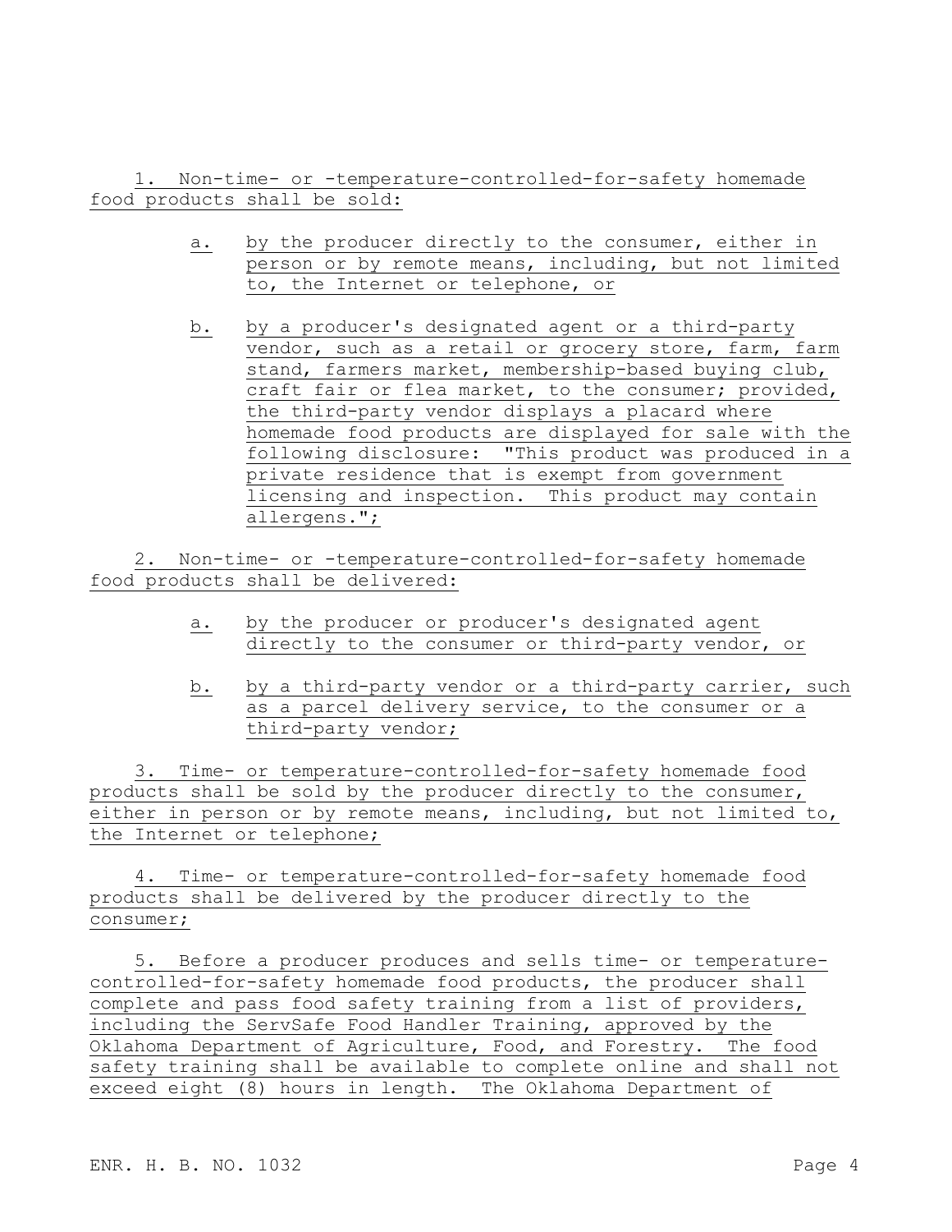1. Non-time- or -temperature-controlled-for-safety homemade food products shall be sold:

   a. by the producer directly to the consumer, either in person or by remote means, including, but not limited to, the Internet or telephone, or

   b. by a producer's designated agent or a third-party vendor, such as a retail or grocery store, farm, farm stand, farmers market, membership-based buying club, craft fair or flea market, to the consumer; provided, the third-party vendor displays a placard where homemade food products are displayed for sale with the following disclosure: "This product was produced in a private residence that is exempt from government licensing and inspection. This product may contain allergens.";

2. Non-time- or -temperature-controlled-for-safety homemade food products shall be delivered:

   a. by the producer or producer's designated agent directly to the consumer or third-party vendor, or

   b. by a third-party vendor or a third-party carrier, such as a parcel delivery service, to the consumer or a third-party vendor;

3. Time- or temperature-controlled-for-safety homemade food products shall be sold by the producer directly to the consumer, either in person or by remote means, including, but not limited to, the Internet or telephone;

4. Time- or temperature-controlled-for-safety homemade food products shall be delivered by the producer directly to the consumer;

5. Before a producer produces and sells time- or temperature-controlled-for-safety homemade food products, the producer shall complete and pass food safety training from a list of providers, including the ServSafe Food Handler Training, approved by the Oklahoma Department of Agriculture, Food, and Forestry. The food safety training shall be available to complete online and shall not exceed eight (8) hours in length. The Oklahoma Department of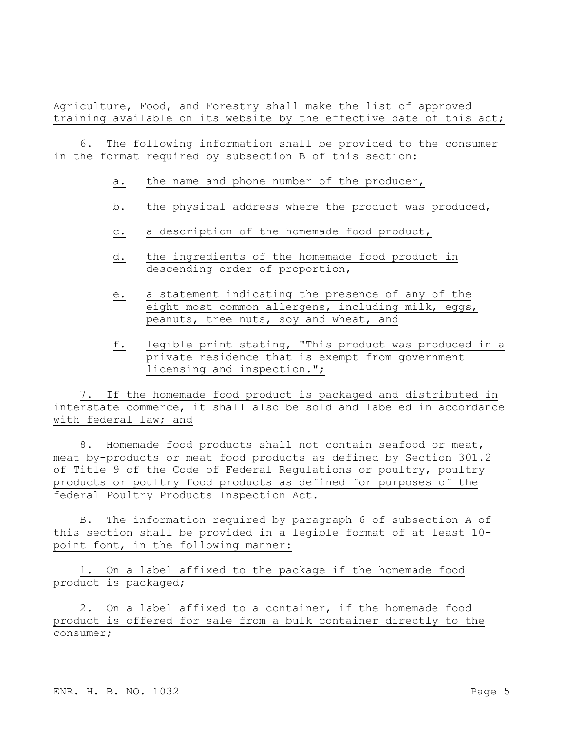Agriculture, Food, and Forestry shall make the list of approved training available on its website by the effective date of this act;

6. The following information shall be provided to the consumer in the format required by subsection B of this section:

a. the name and phone number of the producer,

b. the physical address where the product was produced,

c. a description of the homemade food product,

d. the ingredients of the homemade food product in descending order of proportion,

e. a statement indicating the presence of any of the eight most common allergens, including milk, eggs, peanuts, tree nuts, soy and wheat, and

f. legible print stating, "This product was produced in a private residence that is exempt from government licensing and inspection.";

7. If the homemade food product is packaged and distributed in interstate commerce, it shall also be sold and labeled in accordance with federal law; and

8. Homemade food products shall not contain seafood or meat, meat by-products or meat food products as defined by Section 301.2 of Title 9 of the Code of Federal Regulations or poultry, poultry products or poultry food products as defined for purposes of the federal Poultry Products Inspection Act.

B. The information required by paragraph 6 of subsection A of this section shall be provided in a legible format of at least 10-point font, in the following manner:

1. On a label affixed to the package if the homemade food product is packaged;

2. On a label affixed to a container, if the homemade food product is offered for sale from a bulk container directly to the consumer;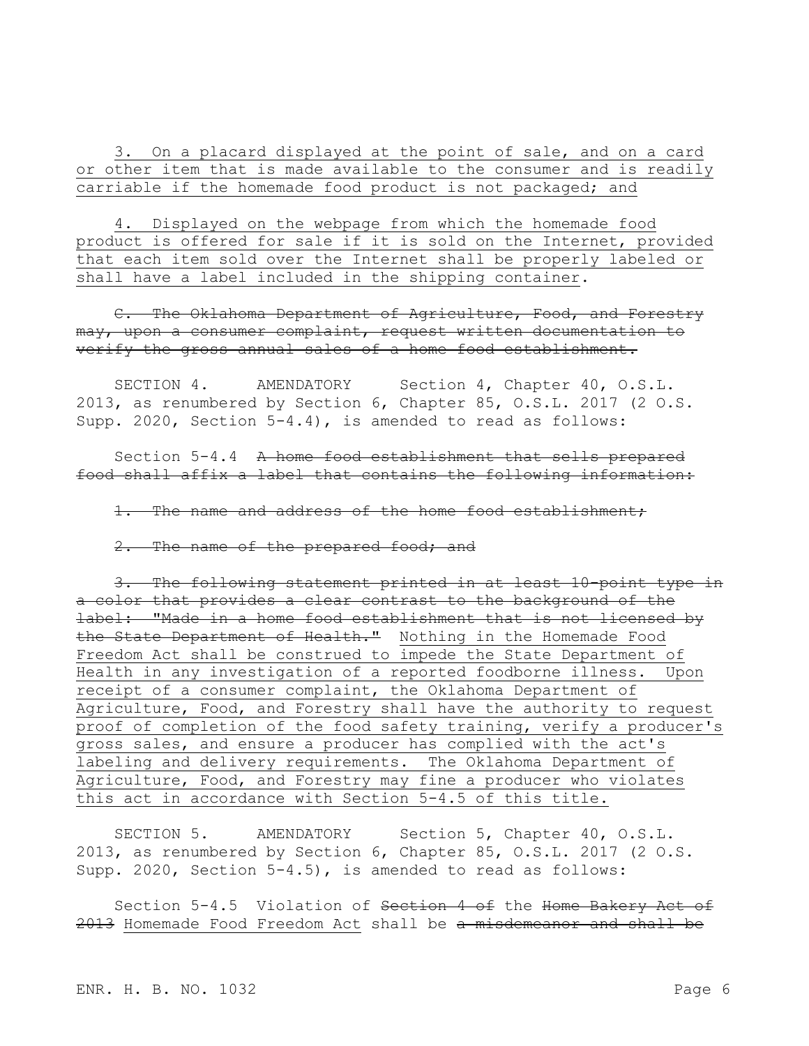3. On a placard displayed at the point of sale, and on a card or other item that is made available to the consumer and is readily carriable if the homemade food product is not packaged; and

4. Displayed on the webpage from which the homemade food product is offered for sale if it is sold on the Internet, provided that each item sold over the Internet shall be properly labeled or shall have a label included in the shipping container.

~~C. The Oklahoma Department of Agriculture, Food, and Forestry may, upon a consumer complaint, request written documentation to verify the gross annual sales of a home food establishment.~~

SECTION 4. AMENDATORY Section 4, Chapter 40, O.S.L. 2013, as renumbered by Section 6, Chapter 85, O.S.L. 2017 (2 O.S. Supp. 2020, Section 5-4.4), is amended to read as follows:

Section 5-4.4 ~~A home food establishment that sells prepared food shall affix a label that contains the following information:~~

~~1. The name and address of the home food establishment;~~

~~2. The name of the prepared food; and~~

~~3. The following statement printed in at least 10-point type in a color that provides a clear contrast to the background of the label: "Made in a home food establishment that is not licensed by the State Department of Health."~~ Nothing in the Homemade Food Freedom Act shall be construed to impede the State Department of Health in any investigation of a reported foodborne illness. Upon receipt of a consumer complaint, the Oklahoma Department of Agriculture, Food, and Forestry shall have the authority to request proof of completion of the food safety training, verify a producer's gross sales, and ensure a producer has complied with the act's labeling and delivery requirements. The Oklahoma Department of Agriculture, Food, and Forestry may fine a producer who violates this act in accordance with Section 5-4.5 of this title.

SECTION 5. AMENDATORY Section 5, Chapter 40, O.S.L. 2013, as renumbered by Section 6, Chapter 85, O.S.L. 2017 (2 O.S. Supp. 2020, Section 5-4.5), is amended to read as follows:

Section 5-4.5 Violation of ~~Section 4 of~~ the ~~Home Bakery Act of 2013~~ Homemade Food Freedom Act shall be ~~a misdemeanor and shall be~~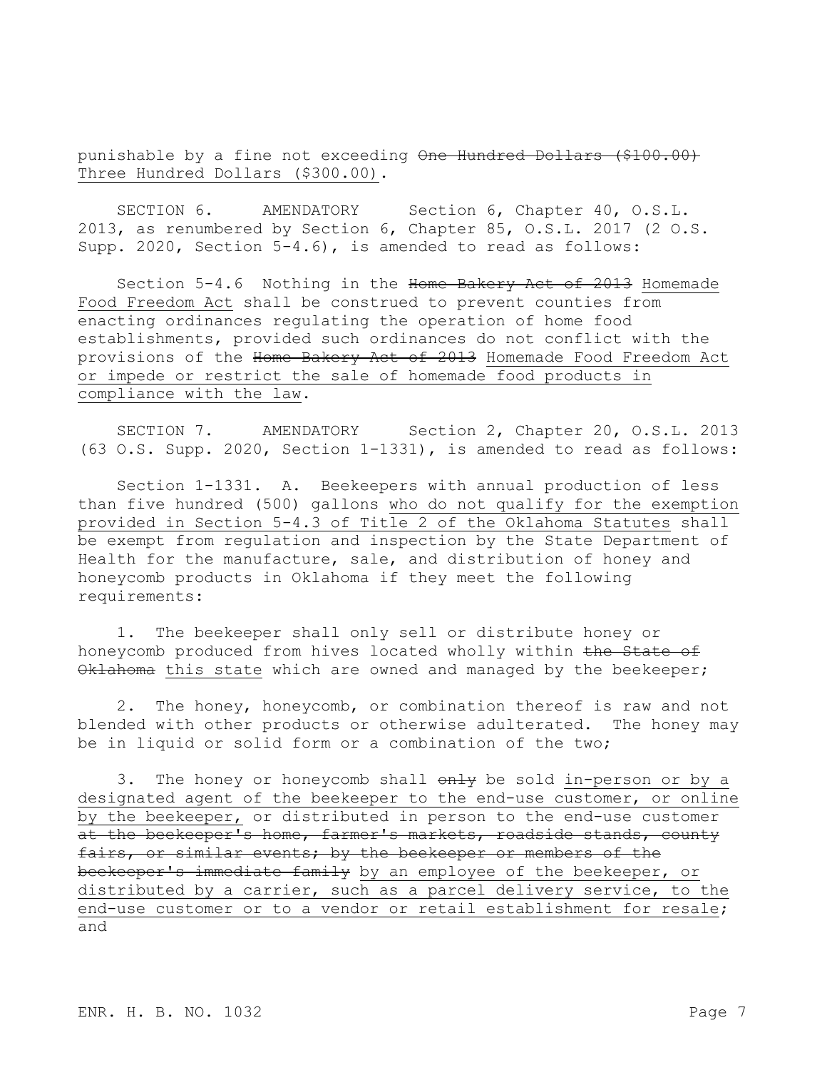punishable by a fine not exceeding ~~One Hundred Dollars ($100.00)~~ <u>Three Hundred Dollars ($300.00)</u>.

SECTION 6. AMENDATORY Section 6, Chapter 40, O.S.L. 2013, as renumbered by Section 6, Chapter 85, O.S.L. 2017 (2 O.S. Supp. 2020, Section 5-4.6), is amended to read as follows:

Section 5-4.6 Nothing in the ~~Home Bakery Act of 2013~~ <u>Homemade Food Freedom Act</u> shall be construed to prevent counties from enacting ordinances regulating the operation of home food establishments, provided such ordinances do not conflict with the provisions of the ~~Home Bakery Act of 2013~~ <u>Homemade Food Freedom Act or impede or restrict the sale of homemade food products in compliance with the law</u>.

SECTION 7. AMENDATORY Section 2, Chapter 20, O.S.L. 2013 (63 O.S. Supp. 2020, Section 1-1331), is amended to read as follows:

Section 1-1331. A. Beekeepers with annual production of less than five hundred (500) gallons <u>who do not qualify for the exemption provided in Section 5-4.3 of Title 2 of the Oklahoma Statutes</u> shall be exempt from regulation and inspection by the State Department of Health for the manufacture, sale, and distribution of honey and honeycomb products in Oklahoma if they meet the following requirements:

1. The beekeeper shall only sell or distribute honey or honeycomb produced from hives located wholly within ~~the State of Oklahoma~~ <u>this state</u> which are owned and managed by the beekeeper;

2. The honey, honeycomb, or combination thereof is raw and not blended with other products or otherwise adulterated. The honey may be in liquid or solid form or a combination of the two;

3. The honey or honeycomb shall ~~only~~ be sold <u>in-person or by a designated agent of the beekeeper to the end-use customer, or online by the beekeeper,</u> or distributed in person to the end-use customer ~~at the beekeeper's home, farmer's markets, roadside stands, county fairs, or similar events; by the beekeeper or members of the beekeeper's immediate family~~ <u>by an employee of the beekeeper, or distributed by a carrier, such as a parcel delivery service, to the end-use customer or to a vendor or retail establishment for resale</u>; and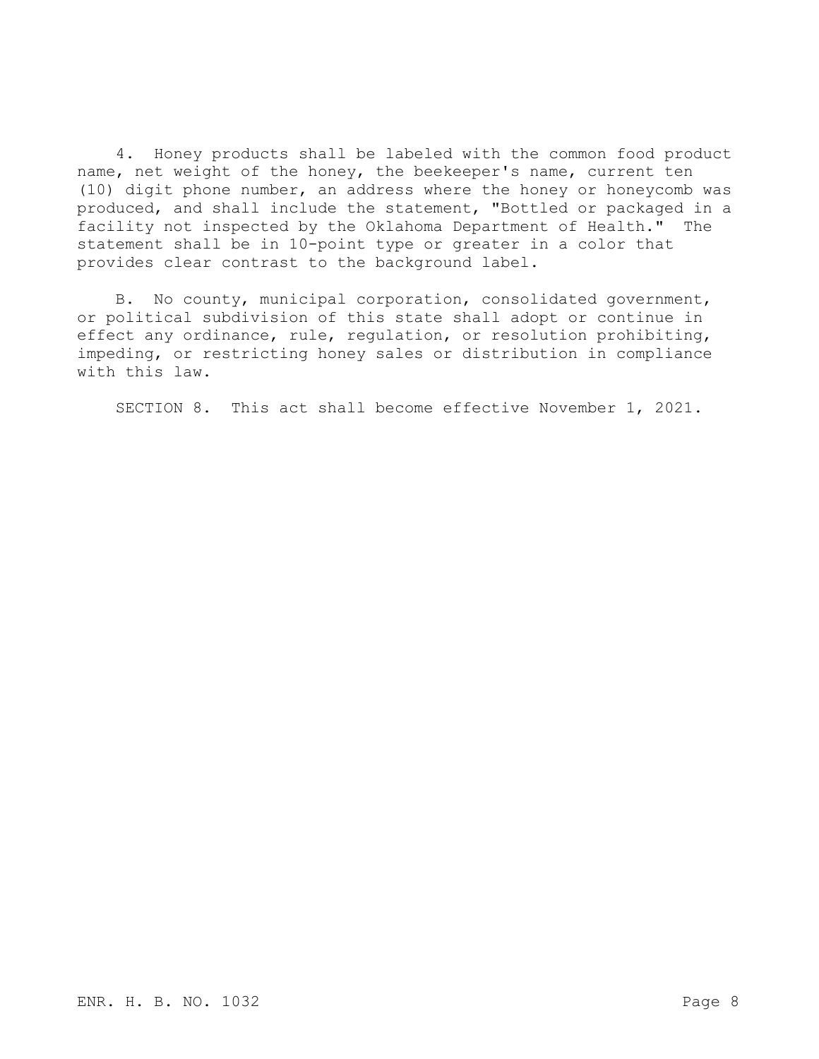4. Honey products shall be labeled with the common food product name, net weight of the honey, the beekeeper's name, current ten (10) digit phone number, an address where the honey or honeycomb was produced, and shall include the statement, "Bottled or packaged in a facility not inspected by the Oklahoma Department of Health." The statement shall be in 10-point type or greater in a color that provides clear contrast to the background label.

B. No county, municipal corporation, consolidated government, or political subdivision of this state shall adopt or continue in effect any ordinance, rule, regulation, or resolution prohibiting, impeding, or restricting honey sales or distribution in compliance with this law.

SECTION 8. This act shall become effective November 1, 2021.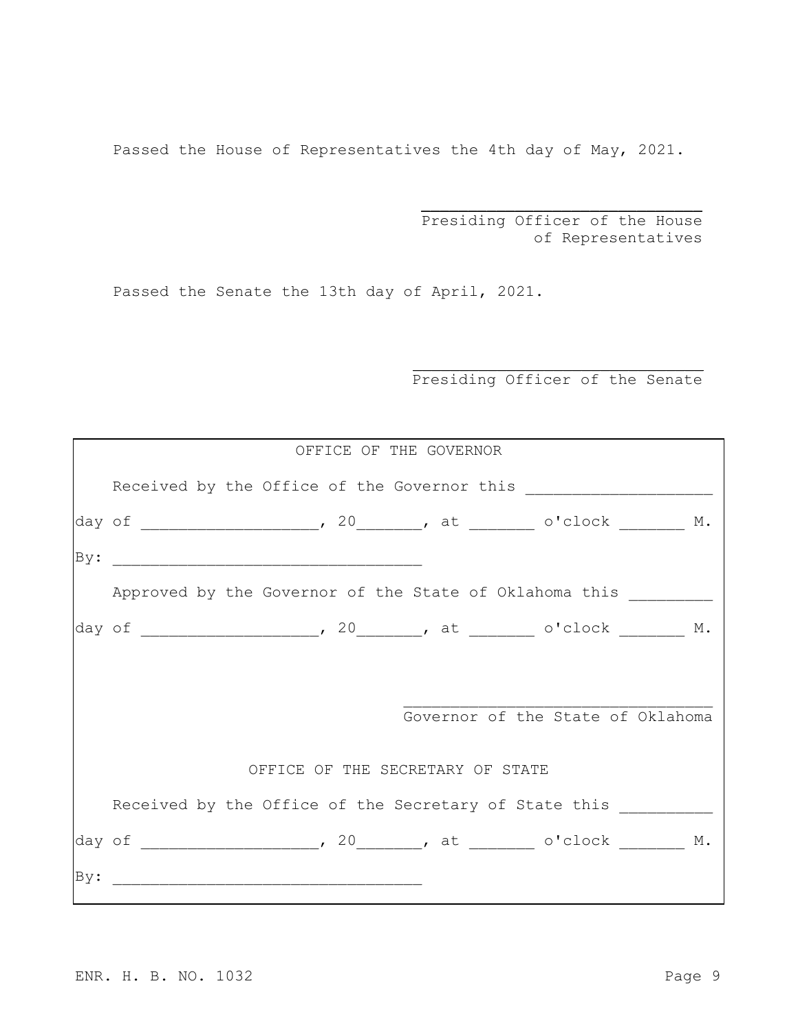Passed the House of Representatives the 4th day of May, 2021.

\_\_\_\_\_\_\_\_\_\_\_\_\_\_\_\_\_\_\_\_\_\_\_\_\_\_\_\_\_\_\_\_
Presiding Officer of the House of Representatives

Passed the Senate the 13th day of April, 2021.

\_\_\_\_\_\_\_\_\_\_\_\_\_\_\_\_\_\_\_\_\_\_\_\_\_\_\_\_\_\_\_\_
Presiding Officer of the Senate

OFFICE OF THE GOVERNOR

Received by the Office of the Governor this ____________________
day of ___________________, 20_______, at _______ o'clock _______ M.
By: _________________________________

Approved by the Governor of the State of Oklahoma this _________
day of ___________________, 20_______, at _______ o'clock _______ M.

_________________________________
Governor of the State of Oklahoma

OFFICE OF THE SECRETARY OF STATE

Received by the Office of the Secretary of State this __________
day of ___________________, 20_______, at _______ o'clock _______ M.
By: _________________________________